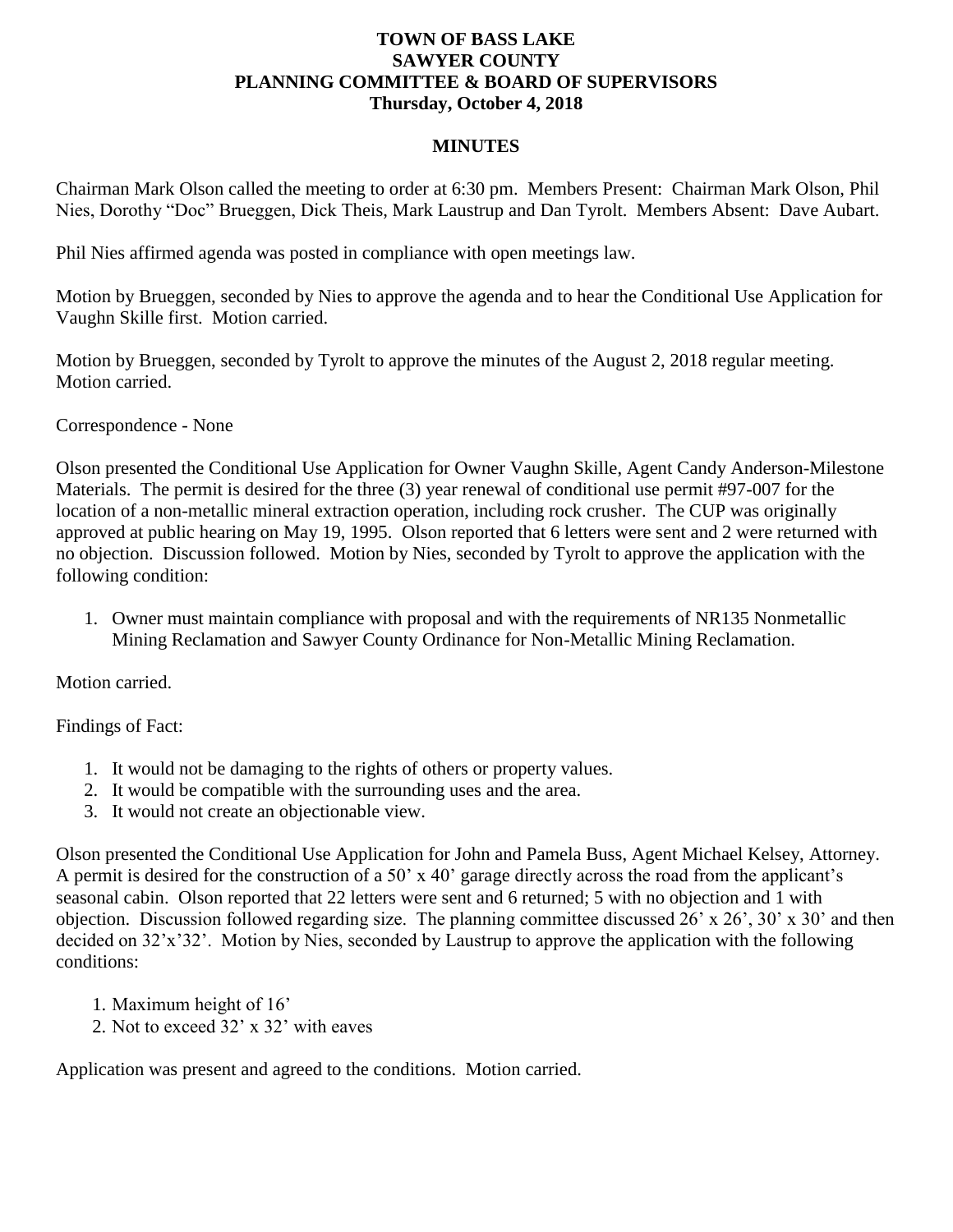**TOWN OF BASS LAKE**
**SAWYER COUNTY**
**PLANNING COMMITTEE & BOARD OF SUPERVISORS**
**Thursday, October 4, 2018**

**MINUTES**

Chairman Mark Olson called the meeting to order at 6:30 pm. Members Present: Chairman Mark Olson, Phil Nies, Dorothy "Doc" Brueggen, Dick Theis, Mark Laustrup and Dan Tyrolt. Members Absent: Dave Aubart.

Phil Nies affirmed agenda was posted in compliance with open meetings law.

Motion by Brueggen, seconded by Nies to approve the agenda and to hear the Conditional Use Application for Vaughn Skille first. Motion carried.

Motion by Brueggen, seconded by Tyrolt to approve the minutes of the August 2, 2018 regular meeting. Motion carried.

Correspondence - None

Olson presented the Conditional Use Application for Owner Vaughn Skille, Agent Candy Anderson-Milestone Materials. The permit is desired for the three (3) year renewal of conditional use permit #97-007 for the location of a non-metallic mineral extraction operation, including rock crusher. The CUP was originally approved at public hearing on May 19, 1995. Olson reported that 6 letters were sent and 2 were returned with no objection. Discussion followed. Motion by Nies, seconded by Tyrolt to approve the application with the following condition:

1. Owner must maintain compliance with proposal and with the requirements of NR135 Nonmetallic Mining Reclamation and Sawyer County Ordinance for Non-Metallic Mining Reclamation.

Motion carried.

Findings of Fact:

1. It would not be damaging to the rights of others or property values.
2. It would be compatible with the surrounding uses and the area.
3. It would not create an objectionable view.

Olson presented the Conditional Use Application for John and Pamela Buss, Agent Michael Kelsey, Attorney. A permit is desired for the construction of a 50' x 40' garage directly across the road from the applicant's seasonal cabin. Olson reported that 22 letters were sent and 6 returned; 5 with no objection and 1 with objection. Discussion followed regarding size. The planning committee discussed 26' x 26', 30' x 30' and then decided on 32'x'32'. Motion by Nies, seconded by Laustrup to approve the application with the following conditions:

1. Maximum height of 16'
2. Not to exceed 32' x 32' with eaves

Application was present and agreed to the conditions. Motion carried.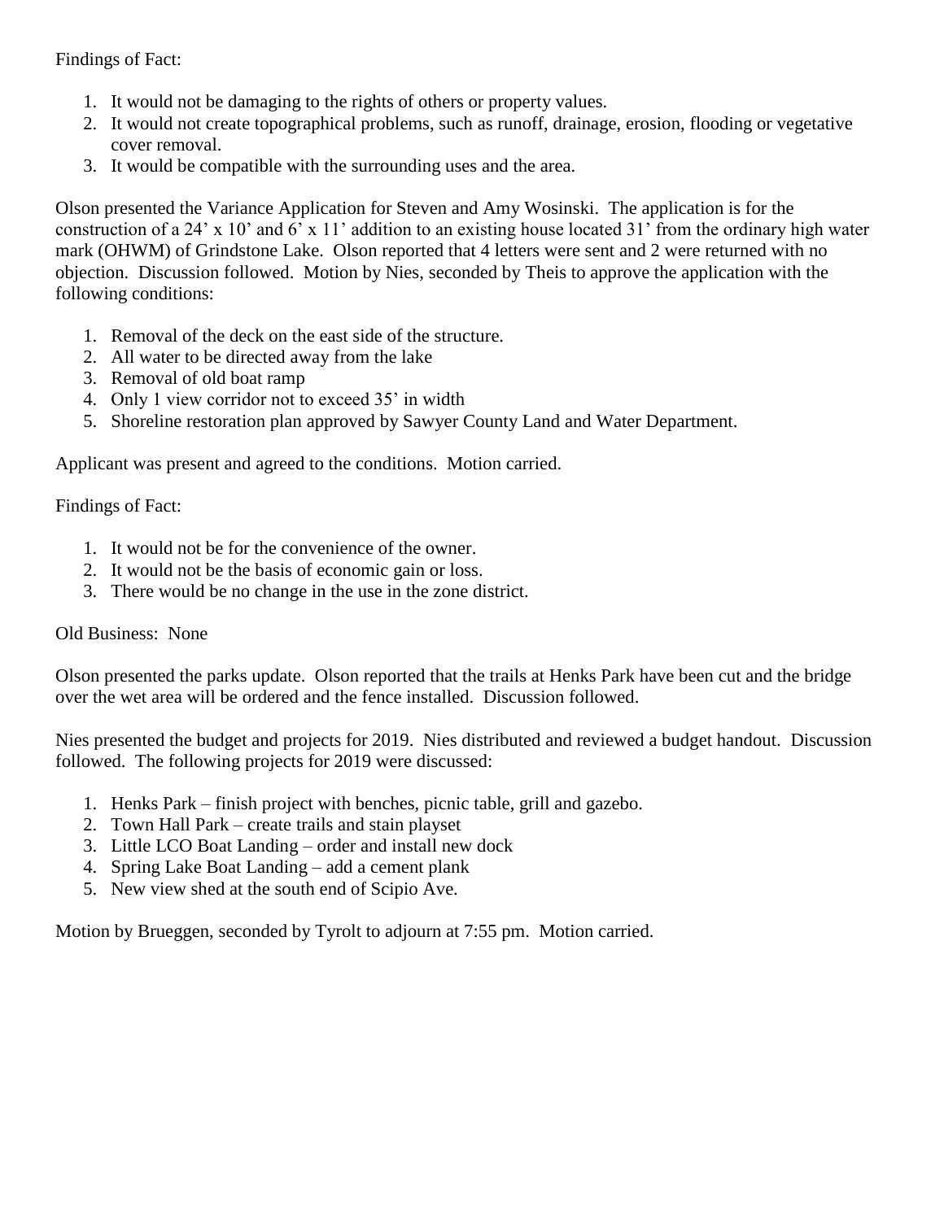Findings of Fact:

1. It would not be damaging to the rights of others or property values.
2. It would not create topographical problems, such as runoff, drainage, erosion, flooding or vegetative cover removal.
3. It would be compatible with the surrounding uses and the area.

Olson presented the Variance Application for Steven and Amy Wosinski. The application is for the construction of a 24' x 10' and 6' x 11' addition to an existing house located 31' from the ordinary high water mark (OHWM) of Grindstone Lake. Olson reported that 4 letters were sent and 2 were returned with no objection. Discussion followed. Motion by Nies, seconded by Theis to approve the application with the following conditions:

1. Removal of the deck on the east side of the structure.
2. All water to be directed away from the lake
3. Removal of old boat ramp
4. Only 1 view corridor not to exceed 35' in width
5. Shoreline restoration plan approved by Sawyer County Land and Water Department.

Applicant was present and agreed to the conditions. Motion carried.

Findings of Fact:

1. It would not be for the convenience of the owner.
2. It would not be the basis of economic gain or loss.
3. There would be no change in the use in the zone district.

Old Business: None

Olson presented the parks update. Olson reported that the trails at Henks Park have been cut and the bridge over the wet area will be ordered and the fence installed. Discussion followed.

Nies presented the budget and projects for 2019. Nies distributed and reviewed a budget handout. Discussion followed. The following projects for 2019 were discussed:

1. Henks Park – finish project with benches, picnic table, grill and gazebo.
2. Town Hall Park – create trails and stain playset
3. Little LCO Boat Landing – order and install new dock
4. Spring Lake Boat Landing – add a cement plank
5. New view shed at the south end of Scipio Ave.

Motion by Brueggen, seconded by Tyrolt to adjourn at 7:55 pm. Motion carried.